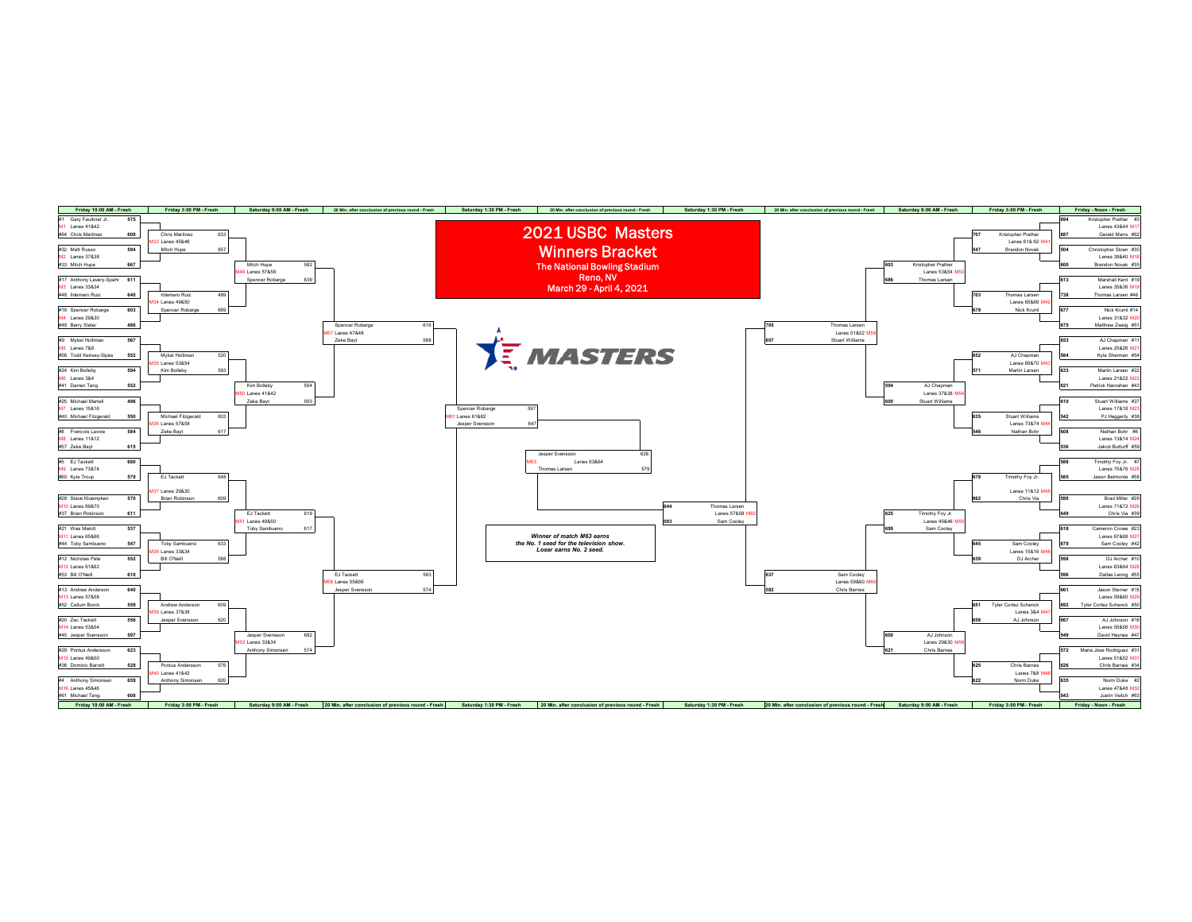# 2021 USBC Masters

## Winners Bracket

**The National Bowling Stadium**

**Reno, NV**

**March 29 - April 4, 2021**

### Left Side

**Friday 10:00 AM - Fresh**

| Match | Lanes | Bowler | Score |
|---|---|---|---|
| M1 | Lanes 41&42 | #1 Gary Faulkner Jr. | 575 |
| | | #64 Chris Martinez | 609 |
| M2 | Lanes 37&38 | #32 Matt Russo | 594 |
| | | #33 Mitch Hupe | 667 |
| M3 | Lanes 33&34 | #17 Anthony Lavery-Spahr | 611 |
| | | #48 Ildemaro Ruiz | 640 |
| M4 | Lanes 29&30 | #16 Spencer Robarge | 603 |
| | | #49 Barry Slater | 486 |
| M5 | Lanes 7&8 | #9 Mykel Holliman | 567 |
| | | #56 Todd Kelsey-Sipes | 552 |
| M6 | Lanes 3&4 | #24 Kim Bolleby | 594 |
| | | #41 Darren Tang | 552 |
| M7 | Lanes 15&16 | #25 Michael Martell | 496 |
| | | #40 Michael Fitzgerald | 550 |
| M8 | Lanes 11&12 | #8 Francois Lavoie | 584 |
| | | #57 Zeke Bayt | 615 |
| M9 | Lanes 73&74 | #5 EJ Tackett | 680 |
| | | #60 Kyle Troup | 579 |
| M10 | Lanes 69&70 | #28 Steve Kloempken | 570 |
| | | #37 Brian Robinson | 611 |
| M11 | Lanes 65&66 | #21 Wes Malott | 537 |
| | | #44 Toby Sambueno | 547 |
| M12 | Lanes 61&62 | #12 Nicholas Pate | 552 |
| | | #53 Bill O'Neill | 610 |
| M13 | Lanes 57&58 | #13 Andrew Anderson | 640 |
| | | #52 Callum Borck | 559 |
| M14 | Lanes 53&54 | #20 Zac Tackett | 556 |
| | | #45 Jesper Svensson | 597 |
| M15 | Lanes 49&50 | #29 Pontus Andersson | 623 |
| | | #36 Dominic Barrett | 529 |
| M16 | Lanes 45&46 | #4 Anthony Simonsen | 659 |
| | | #61 Michael Tang | 608 |

**Friday 3:00 PM - Fresh**

| Match | Lanes | Bowler | Score |
|---|---|---|---|
| M33 | Lanes 45&46 | Chris Martinez | 633 |
| | | Mitch Hupe | 657 |
| M34 | Lanes 49&50 | Ildemaro Ruiz | 499 |
| | | Spencer Robarge | 669 |
| M35 | Lanes 53&54 | Mykel Holliman | 520 |
| | | Kim Bolleby | 593 |
| M36 | Lanes 57&58 | Michael Fitzgerald | 603 |
| | | Zeke Bayt | 617 |
| M37 | Lanes 29&30 | EJ Tackett | 648 |
| | | Brian Robinson | 609 |
| M38 | Lanes 33&34 | Toby Sambueno | 633 |
| | | Bill O'Neill | 588 |
| M39 | Lanes 37&38 | Andrew Anderson | 609 |
| | | Jesper Svensson | 620 |
| M40 | Lanes 41&42 | Pontus Andersson | 576 |
| | | Anthony Simonsen | 620 |

**Saturday 9:00 AM - Fresh**

| Match | Lanes | Bowler | Score |
|---|---|---|---|
| M49 | Lanes 57&58 | Mitch Hupe | 582 |
| | | Spencer Robarge | 639 |
| M50 | Lanes 41&42 | Kim Bolleby | 554 |
| | | Zeke Bayt | 593 |
| M51 | Lanes 49&50 | EJ Tackett | 619 |
| | | Toby Sambueno | 617 |
| M52 | Lanes 33&34 | Jesper Svensson | 682 |
| | | Anthony Simonsen | 574 |

**20 Min. after conclusion of previous round - Fresh**

| Match | Lanes | Bowler | Score |
|---|---|---|---|
| M57 | Lanes 47&48 | Spencer Robarge | 616 |
| | | Zeke Bayt | 568 |
| M58 | Lanes 55&56 | EJ Tackett | 563 |
| | | Jesper Svensson | 574 |

**Saturday 1:30 PM - Fresh**

| Match | Lanes | Bowler | Score |
|---|---|---|---|
| M61 | Lanes 61&62 | Spencer Robarge | 597 |
| | | Jesper Svensson | 647 |

### Right Side

**Friday - Noon - Fresh**

| Match | Lanes | Bowler | Score |
|---|---|---|---|
| M17 | Lanes 43&44 | Kristopher Prather #3 | 694 |
| | | Gerald Marra #62 | 687 |
| M18 | Lanes 39&40 | Christopher Sloan #30 | 504 |
| | | Brandon Novak #35 | 600 |
| M19 | Lanes 35&36 | Marshall Kent #19 | 613 |
| | | Thomas Larsen #46 | 738 |
| M20 | Lanes 31&32 | Nick Kruml #14 | 677 |
| | | Matthew Zweig #51 | 675 |
| M21 | Lanes 25&26 | AJ Chapman #11 | 653 |
| | | Kyle Sherman #54 | 584 |
| M22 | Lanes 21&22 | Martin Larsen #22 | 633 |
| | | Patrick Hanrahan #43 | 621 |
| M23 | Lanes 17&18 | Stuart Williams #27 | 610 |
| | | PJ Haggerty #38 | 542 |
| M24 | Lanes 13&14 | Nathan Bohr #6 | 608 |
| | | Jakob Butturff #59 | 536 |
| M25 | Lanes 75&76 | Timothy Foy Jr. #7 | 588 |
| | | Jason Belmonte #58 | 585 |
| M26 | Lanes 71&72 | Brad Miller #26 | 599 |
| | | Chris Via #39 | 649 |
| M27 | Lanes 67&68 | Cameron Crowe #23 | 618 |
| | | Sam Cooley #42 | 679 |
| M28 | Lanes 63&64 | DJ Archer #10 | 598 |
| | | Dallas Leong #55 | 596 |
| M29 | Lanes 59&60 | Jason Sterner #15 | 661 |
| | | Tyler Cortez Schenck #50 | 692 |
| M30 | Lanes 55&56 | AJ Johnson #18 | 667 |
| | | David Haynes #47 | 549 |
| M31 | Lanes 51&52 | Maria Jose Rodriguez #31 | 572 |
| | | Chris Barnes #34 | 626 |
| M32 | Lanes 47&48 | Norm Duke #2 | 635 |
| | | Justin Veitch #63 | 543 |

**Friday 3:00 PM - Fresh**

| Match | Lanes | Bowler | Score |
|---|---|---|---|
| M41 | Lanes 61& 62 | Kristopher Prather | 707 |
| | | Brandon Novak | 547 |
| M42 | Lanes 65&66 | Thomas Larsen | 703 |
| | | Nick Kruml | 679 |
| M43 | Lanes 69&70 | AJ Chapman | 652 |
| | | Martin Larsen | 571 |
| M44 | Lanes 73&74 | Stuart Williams | 635 |
| | | Nathan Bohr | 546 |
| M45 | Lanes 11&12 | Timothy Foy Jr. | 679 |
| | | Chris Via | 662 |
| M46 | Lanes 15&16 | Sam Cooley | 645 |
| | | DJ Archer | 639 |
| M47 | Lanes 3&4 | Tyler Cortez Schenck | 651 |
| | | AJ Johnson | 658 |
| M48 | Lanes 7&8 | Chris Barnes | 625 |
| | | Norm Duke | 622 |

**Saturday 9:00 AM - Fresh**

| Match | Lanes | Bowler | Score |
|---|---|---|---|
| M53 | Lanes 53&54 | Kristopher Prather | 603 |
| | | Thomas Larsen | 686 |
| M54 | Lanes 37&38 | AJ Chapman | 594 |
| | | Stuart Williams | 600 |
| M55 | Lanes 45&46 | Timothy Foy Jr. | 625 |
| | | Sam Cooley | 699 |
| M56 | Lanes 29&30 | AJ Johnson | 600 |
| | | Chris Barnes | 621 |

**20 Min. after conclusion of previous round - Fresh**

| Match | Lanes | Bowler | Score |
|---|---|---|---|
| M59 | Lanes 51&52 | Thomas Larsen | 705 |
| | | Stuart Williams | 657 |
| M60 | Lanes 59&60 | Sam Cooley | 637 |
| | | Chris Barnes | 582 |

**Saturday 1:30 PM - Fresh**

| Match | Lanes | Bowler | Score |
|---|---|---|---|
| M62 | Lanes 57&58 | Thomas Larsen | 644 |
| | | Sam Cooley | 593 |

### Final

**20 Min. after conclusion of previous round - Fresh**

| Match | Lanes | Bowler | Score |
|---|---|---|---|
| M63 | Lanes 63&64 | Jesper Svensson | 628 |
| | | Thomas Larsen | 579 |

*Winner of match M63 earns the No. 1 seed for the television show. Loser earns No. 2 seed.*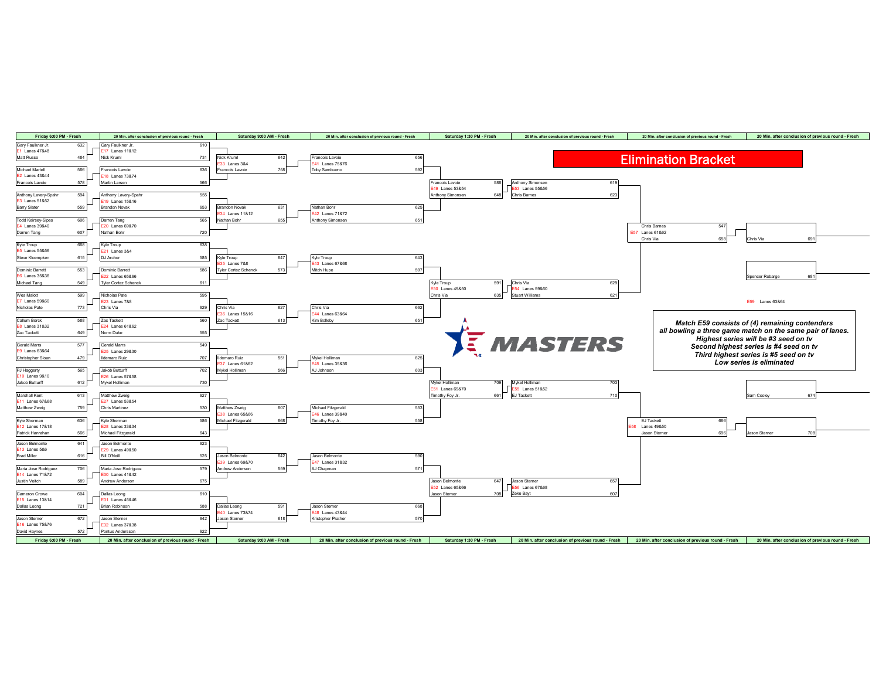# Elimination Bracket

## Round 1 — Friday 6:00 PM - Fresh

| Match | Lanes | Bowler | Score | Bowler | Score |
|---|---|---|---|---|---|
| E1 | Lanes 47&48 | Gary Faulkner Jr. | 632 | Matt Russo | 484 |
| E2 | Lanes 43&44 | Michael Martell | 566 | Francois Lavoie | 578 |
| E3 | Lanes 51&52 | Anthony Lavery-Spahr | 594 | Barry Slater | 559 |
| E4 | Lanes 39&40 | Todd Keirsey-Sipes | 606 | Darren Tang | 607 |
| E5 | Lanes 55&56 | Kyle Troup | 668 | Steve Kloempken | 615 |
| E6 | Lanes 35&36 | Dominic Barrett | 553 | Michael Tang | 549 |
| E7 | Lanes 59&60 | Wes Malott | 599 | Nicholas Pate | 773 |
| E8 | Lanes 31&32 | Callum Borck | 588 | Zac Tackett | 649 |
| E9 | Lanes 63&64 | Gerald Marrs | 577 | Christopher Sloan | 479 |
| E10 | Lanes 9&10 | PJ Haggerty | 565 | Jakob Butturff | 612 |
| E11 | Lanes 67&68 | Marshall Kent | 613 | Matthew Zweig | 759 |
| E12 | Lanes 17&18 | Kyle Sherman | 636 | Patrick Hanrahan | 566 |
| E13 | Lanes 5&6 | Jason Belmonte | 641 | Brad Miller | 616 |
| E14 | Lanes 71&72 | Maria Jose Rodriguez | 706 | Justin Veitch | 589 |
| E15 | Lanes 13&14 | Cameron Crowe | 604 | Dallas Leong | 721 |
| E16 | Lanes 75&76 | Jason Sterner | 672 | David Haynes | 572 |

## Round 2 — 20 Min. after conclusion of previous round - Fresh

| Match | Lanes | Bowler | Score | Bowler | Score |
|---|---|---|---|---|---|
| E17 | Lanes 11&12 | Gary Faulkner Jr. | 610 | Nick Kruml | 731 |
| E18 | Lanes 73&74 | Francois Lavoie | 636 | Martin Larsen | 566 |
| E19 | Lanes 15&16 | Anthony Lavery-Spahr | 555 | Brandon Novak | 653 |
| E20 | Lanes 69&70 | Darren Tang | 565 | Nathan Bohr | 720 |
| E21 | Lanes 3&4 | Kyle Troup | 638 | DJ Archer | 585 |
| E22 | Lanes 65&66 | Dominic Barrett | 586 | Tyler Cortez Schenck | 611 |
| E23 | Lanes 7&8 | Nicholas Pate | 595 | Chris Via | 629 |
| E24 | Lanes 61&62 | Zac Tackett | 560 | Norm Duke | 555 |
| E25 | Lanes 29&30 | Gerald Marrs | 549 | Ildemaro Ruiz | 707 |
| E26 | Lanes 57&58 | Jakob Butturff | 702 | Mykel Holliman | 730 |
| E27 | Lanes 53&54 | Matthew Zweig | 627 | Chris Martinez | 530 |
| E28 | Lanes 33&34 | Kyle Sherman | 586 | Michael Fitzgerald | 643 |
| E29 | Lanes 49&50 | Jason Belmonte | 623 | Bill O'Neill | 525 |
| E30 | Lanes 41&42 | Maria Jose Rodriguez | 579 | Andrew Anderson | 675 |
| E31 | Lanes 45&46 | Dallas Leong | 610 | Brian Robinson | 588 |
| E32 | Lanes 37&38 | Jason Sterner | 642 | Pontus Andersson | 622 |

## Round 3 — Saturday 9:00 AM - Fresh

| Match | Lanes | Bowler | Score | Bowler | Score |
|---|---|---|---|---|---|
| E33 | Lanes 3&4 | Nick Kruml | 642 | Francois Lavoie | 758 |
| E34 | Lanes 11&12 | Brandon Novak | 631 | Nathan Bohr | 655 |
| E35 | Lanes 7&8 | Kyle Troup | 647 | Tyler Cortez Schenck | 573 |
| E36 | Lanes 15&16 | Chris Via | 627 | Zac Tackett | 613 |
| E37 | Lanes 61&62 | Ildemaro Ruiz | 551 | Mykel Holliman | 566 |
| E38 | Lanes 65&66 | Matthew Zweig | 607 | Michael Fitzgerald | 668 |
| E39 | Lanes 69&70 | Jason Belmonte | 642 | Andrew Anderson | 559 |
| E40 | Lanes 73&74 | Dallas Leong | 591 | Jason Sterner | 618 |

## Round 4 — 20 Min. after conclusion of previous round - Fresh

| Match | Lanes | Bowler | Score | Bowler | Score |
|---|---|---|---|---|---|
| E41 | Lanes 75&76 | Francois Lavoie | 656 | Toby Sambueno | 592 |
| E42 | Lanes 71&72 | Nathan Bohr | 625 | Anthony Simonsen | 651 |
| E43 | Lanes 67&68 | Kyle Troup | 643 | Mitch Hupe | 597 |
| E44 | Lanes 63&64 | Chris Via | 662 | Kim Bolleby | 651 |
| E45 | Lanes 35&36 | Mykel Holliman | 625 | AJ Johnson | 603 |
| E46 | Lanes 39&40 | Michael Fitzgerald | 553 | Timothy Foy Jr. | 558 |
| E47 | Lanes 31&32 | Jason Belmonte | 590 | AJ Chapman | 571 |
| E48 | Lanes 43&44 | Jason Sterner | 668 | Kristopher Prather | 570 |

## Round 5 — Saturday 1:30 PM - Fresh

| Match | Lanes | Bowler | Score | Bowler | Score |
|---|---|---|---|---|---|
| E49 | Lanes 53&54 | Francois Lavoie | 586 | Anthony Simonsen | 648 |
| E50 | Lanes 49&50 | Kyle Troup | 591 | Chris Via | 635 |
| E51 | Lanes 69&70 | Mykel Holliman | 709 | Timothy Foy Jr. | 661 |
| E52 | Lanes 65&66 | Jason Belmonte | 647 | Jason Sterner | 708 |

## Round 6 — 20 Min. after conclusion of previous round - Fresh

| Match | Lanes | Bowler | Score | Bowler | Score |
|---|---|---|---|---|---|
| E53 | Lanes 55&56 | Anthony Simonsen | 619 | Chris Barnes | 623 |
| E54 | Lanes 59&60 | Chris Via | 629 | Stuart Williams | 621 |
| E55 | Lanes 51&52 | Mykel Holliman | 703 | EJ Tackett | 710 |
| E56 | Lanes 67&68 | Jason Sterner | 657 | Zeke Bayt | 607 |

## Round 7 — 20 Min. after conclusion of previous round - Fresh

| Match | Lanes | Bowler | Score | Bowler | Score |
|---|---|---|---|---|---|
| E57 | Lanes 61&62 | Chris Barnes | 547 | Chris Via | 658 |
| E58 | Lanes 49&50 | EJ Tackett | 666 | Jason Sterner | 696 |

## Round 8 — 20 Min. after conclusion of previous round - Fresh

E59 Lanes 63&64

| Bowler | Score |
|---|---|
| Chris Via | 691 |
| Spencer Robarge | 681 |
| Sam Cooley | 674 |
| Jason Sterner | 708 |

***Match E59 consists of (4) remaining contenders all bowling a three game match on the same pair of lanes.***
***Highest series will be #3 seed on tv***
***Second highest series is #4 seed on tv***
***Third highest series is #5 seed on tv***
***Low series is eliminated***

MASTERS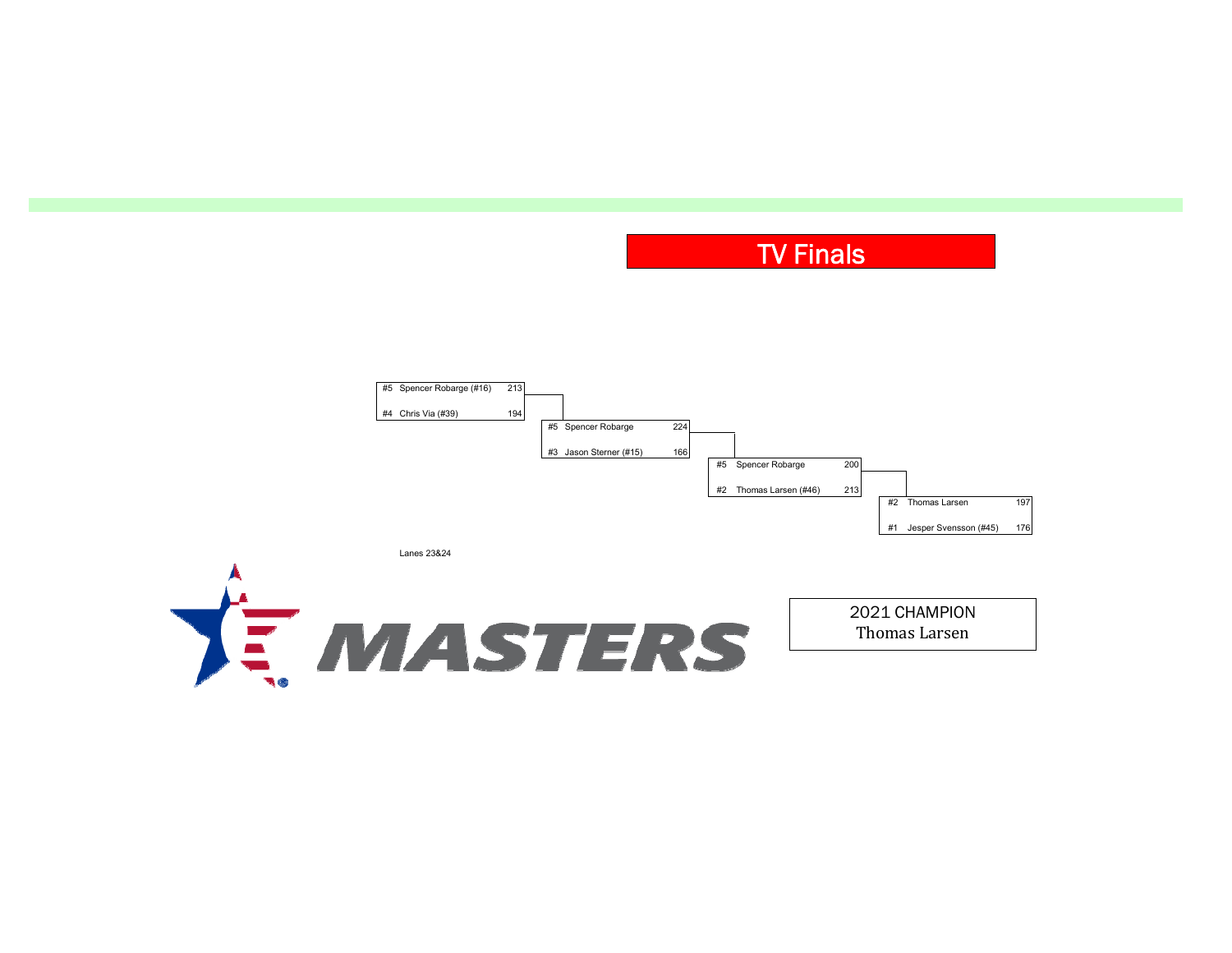# TV Finals

| | | |
|---|---|---|
| #5 | Spencer Robarge (#16) | 213 |
| #4 | Chris Via (#39) | 194 |

| | | |
|---|---|---|
| #5 | Spencer Robarge | 224 |
| #3 | Jason Sterner (#15) | 166 |

| | | |
|---|---|---|
| #5 | Spencer Robarge | 200 |
| #2 | Thomas Larsen (#46) | 213 |

| | | |
|---|---|---|
| #2 | Thomas Larsen | 197 |
| #1 | Jesper Svensson (#45) | 176 |

Lanes 23&24

MASTERS

2021 CHAMPION
Thomas Larsen